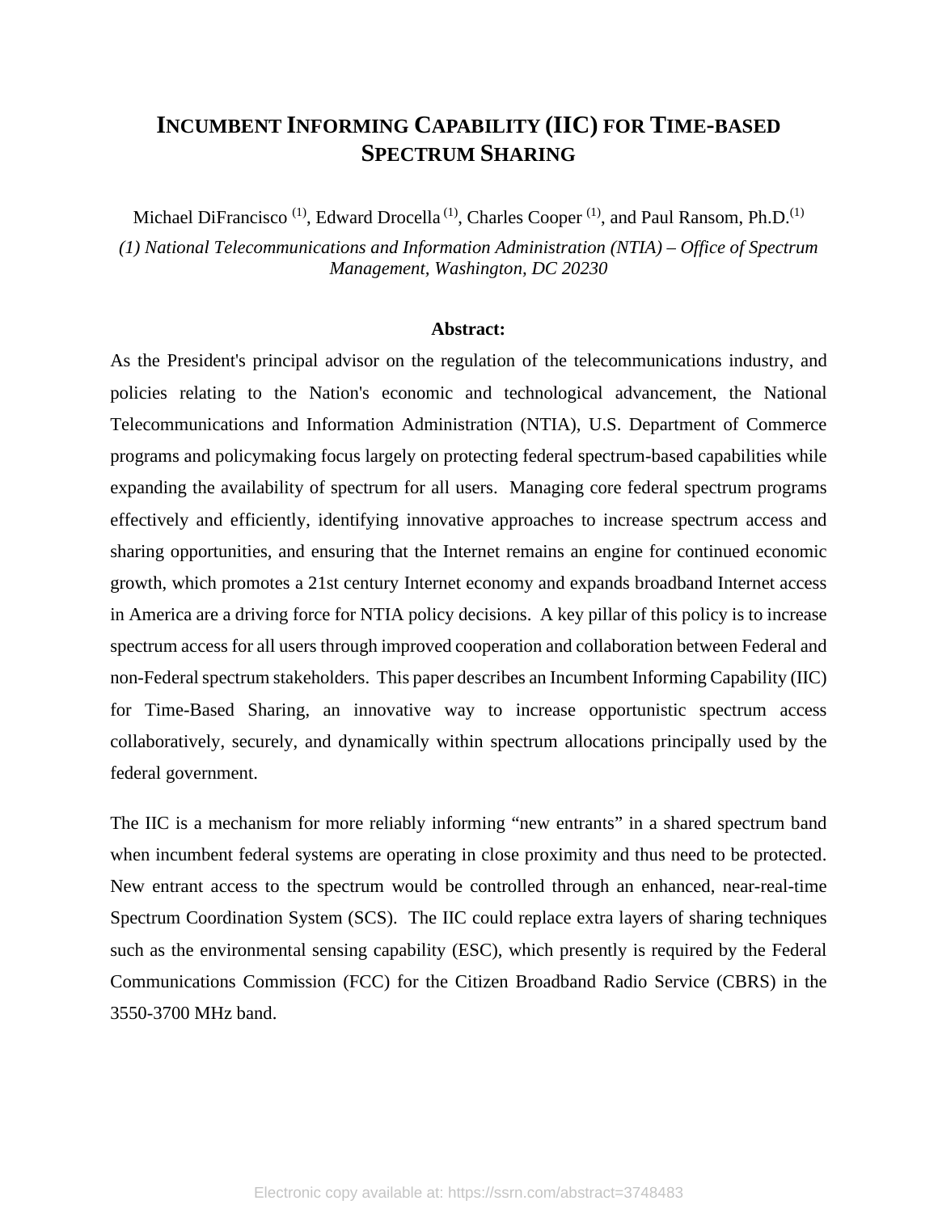# INCUMBENT INFORMING CAPABILITY (IIC) FOR TIME-BASED SPECTRUM SHARING

Michael DiFrancisco [(1)], Edward Drocella [(1)], Charles Cooper [(1)], and Paul Ransom, Ph.D.[(1)]

*(1) National Telecommunications and Information Administration (NTIA) – Office of Spectrum Management, Washington, DC 20230*

**Abstract:**

As the President's principal advisor on the regulation of the telecommunications industry, and policies relating to the Nation's economic and technological advancement, the National Telecommunications and Information Administration (NTIA), U.S. Department of Commerce programs and policymaking focus largely on protecting federal spectrum-based capabilities while expanding the availability of spectrum for all users. Managing core federal spectrum programs effectively and efficiently, identifying innovative approaches to increase spectrum access and sharing opportunities, and ensuring that the Internet remains an engine for continued economic growth, which promotes a 21st century Internet economy and expands broadband Internet access in America are a driving force for NTIA policy decisions. A key pillar of this policy is to increase spectrum access for all users through improved cooperation and collaboration between Federal and non-Federal spectrum stakeholders. This paper describes an Incumbent Informing Capability (IIC) for Time-Based Sharing, an innovative way to increase opportunistic spectrum access collaboratively, securely, and dynamically within spectrum allocations principally used by the federal government.

The IIC is a mechanism for more reliably informing "new entrants" in a shared spectrum band when incumbent federal systems are operating in close proximity and thus need to be protected. New entrant access to the spectrum would be controlled through an enhanced, near-real-time Spectrum Coordination System (SCS). The IIC could replace extra layers of sharing techniques such as the environmental sensing capability (ESC), which presently is required by the Federal Communications Commission (FCC) for the Citizen Broadband Radio Service (CBRS) in the 3550-3700 MHz band.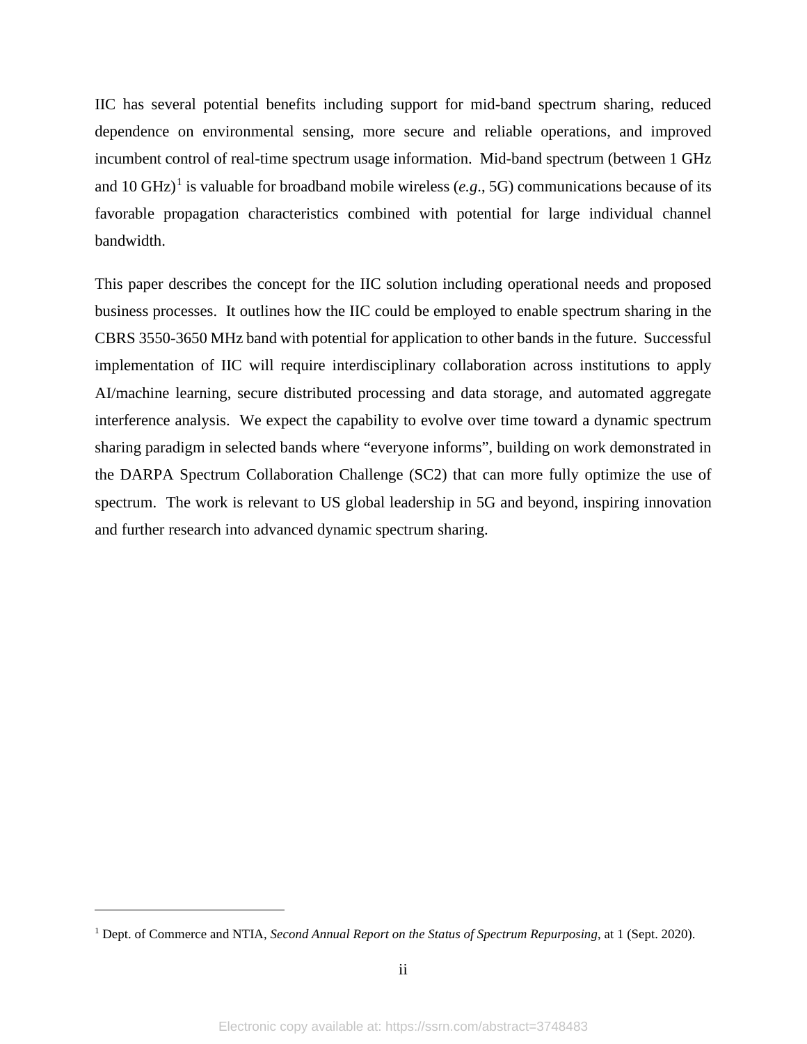IIC has several potential benefits including support for mid-band spectrum sharing, reduced dependence on environmental sensing, more secure and reliable operations, and improved incumbent control of real-time spectrum usage information. Mid-band spectrum (between 1 GHz and 10 GHz)[1] is valuable for broadband mobile wireless (*e.g.*, 5G) communications because of its favorable propagation characteristics combined with potential for large individual channel bandwidth.

This paper describes the concept for the IIC solution including operational needs and proposed business processes. It outlines how the IIC could be employed to enable spectrum sharing in the CBRS 3550-3650 MHz band with potential for application to other bands in the future. Successful implementation of IIC will require interdisciplinary collaboration across institutions to apply AI/machine learning, secure distributed processing and data storage, and automated aggregate interference analysis. We expect the capability to evolve over time toward a dynamic spectrum sharing paradigm in selected bands where "everyone informs", building on work demonstrated in the DARPA Spectrum Collaboration Challenge (SC2) that can more fully optimize the use of spectrum. The work is relevant to US global leadership in 5G and beyond, inspiring innovation and further research into advanced dynamic spectrum sharing.

---

[1] Dept. of Commerce and NTIA, *Second Annual Report on the Status of Spectrum Repurposing*, at 1 (Sept. 2020).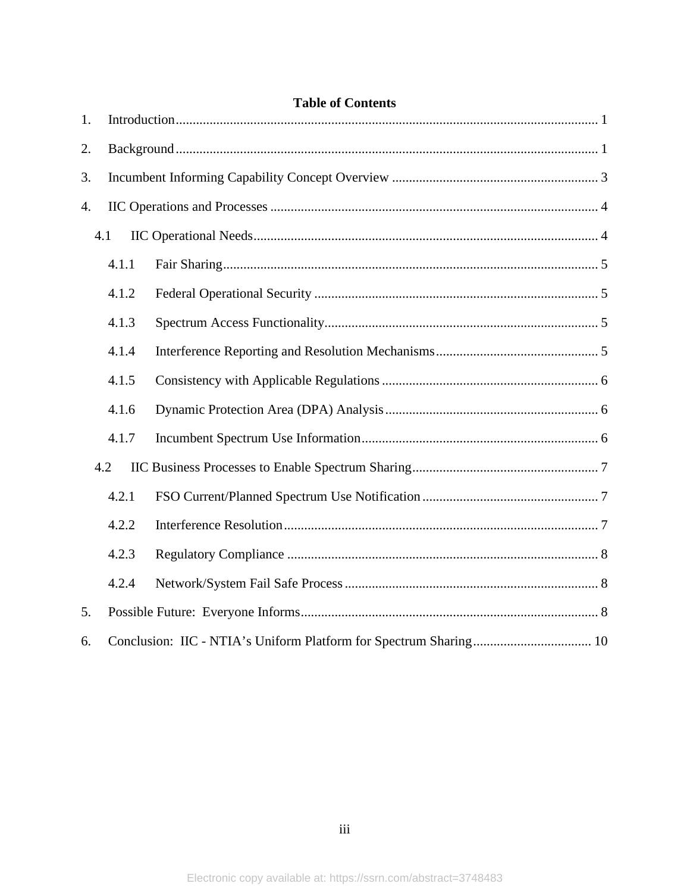## Table of Contents

1. Introduction ........ 1
2. Background ........ 1
3. Incumbent Informing Capability Concept Overview ........ 3
4. IIC Operations and Processes ........ 4
   - 4.1 IIC Operational Needs ........ 4
     - 4.1.1 Fair Sharing ........ 5
     - 4.1.2 Federal Operational Security ........ 5
     - 4.1.3 Spectrum Access Functionality ........ 5
     - 4.1.4 Interference Reporting and Resolution Mechanisms ........ 5
     - 4.1.5 Consistency with Applicable Regulations ........ 6
     - 4.1.6 Dynamic Protection Area (DPA) Analysis ........ 6
     - 4.1.7 Incumbent Spectrum Use Information ........ 6
   - 4.2 IIC Business Processes to Enable Spectrum Sharing ........ 7
     - 4.2.1 FSO Current/Planned Spectrum Use Notification ........ 7
     - 4.2.2 Interference Resolution ........ 7
     - 4.2.3 Regulatory Compliance ........ 8
     - 4.2.4 Network/System Fail Safe Process ........ 8
5. Possible Future: Everyone Informs ........ 8
6. Conclusion: IIC - NTIA's Uniform Platform for Spectrum Sharing ........ 10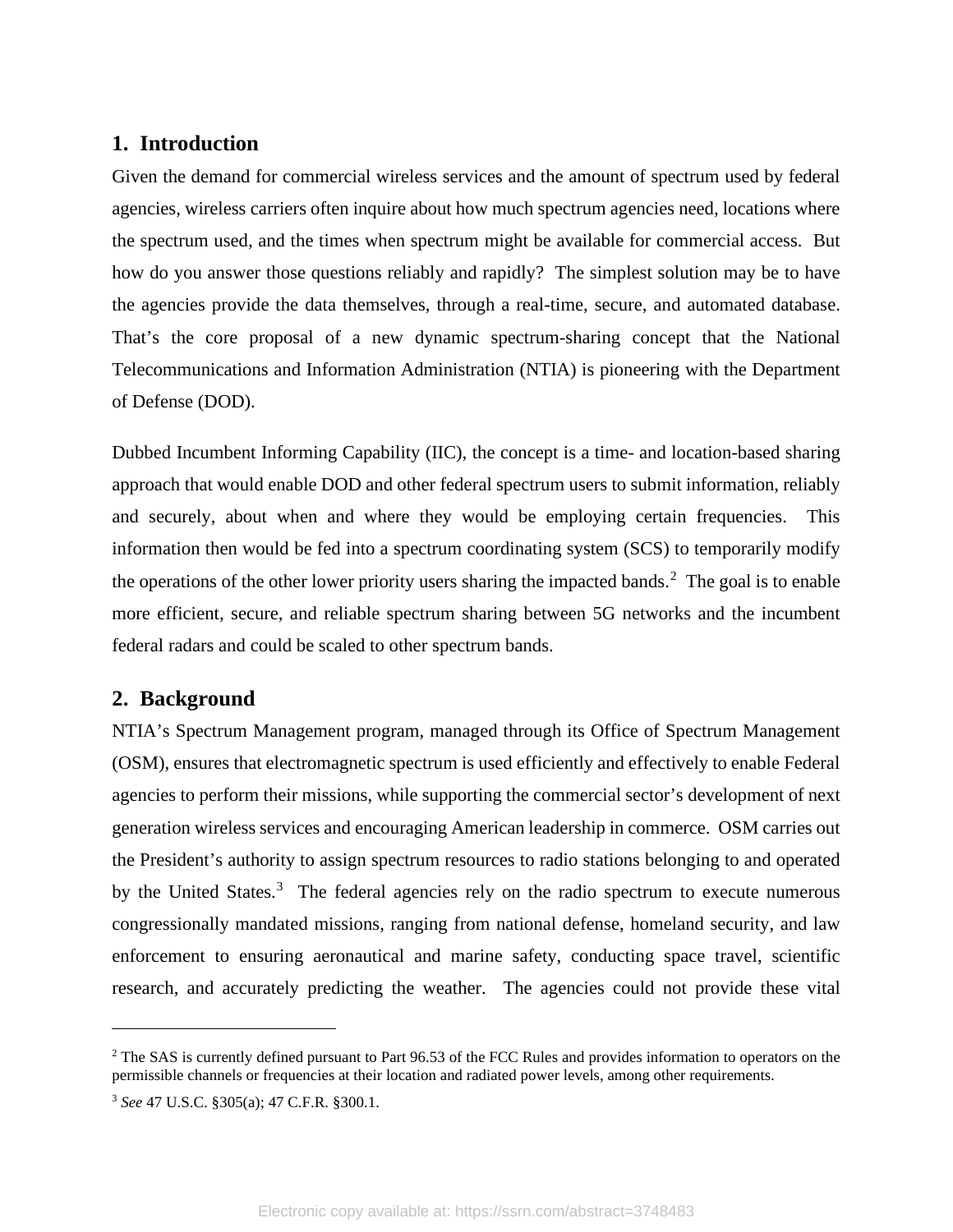## 1. Introduction

Given the demand for commercial wireless services and the amount of spectrum used by federal agencies, wireless carriers often inquire about how much spectrum agencies need, locations where the spectrum used, and the times when spectrum might be available for commercial access. But how do you answer those questions reliably and rapidly? The simplest solution may be to have the agencies provide the data themselves, through a real-time, secure, and automated database. That's the core proposal of a new dynamic spectrum-sharing concept that the National Telecommunications and Information Administration (NTIA) is pioneering with the Department of Defense (DOD).

Dubbed Incumbent Informing Capability (IIC), the concept is a time- and location-based sharing approach that would enable DOD and other federal spectrum users to submit information, reliably and securely, about when and where they would be employing certain frequencies. This information then would be fed into a spectrum coordinating system (SCS) to temporarily modify the operations of the other lower priority users sharing the impacted bands.[2] The goal is to enable more efficient, secure, and reliable spectrum sharing between 5G networks and the incumbent federal radars and could be scaled to other spectrum bands.

## 2. Background

NTIA's Spectrum Management program, managed through its Office of Spectrum Management (OSM), ensures that electromagnetic spectrum is used efficiently and effectively to enable Federal agencies to perform their missions, while supporting the commercial sector's development of next generation wireless services and encouraging American leadership in commerce. OSM carries out the President's authority to assign spectrum resources to radio stations belonging to and operated by the United States.[3] The federal agencies rely on the radio spectrum to execute numerous congressionally mandated missions, ranging from national defense, homeland security, and law enforcement to ensuring aeronautical and marine safety, conducting space travel, scientific research, and accurately predicting the weather. The agencies could not provide these vital

---

[2] The SAS is currently defined pursuant to Part 96.53 of the FCC Rules and provides information to operators on the permissible channels or frequencies at their location and radiated power levels, among other requirements.

[3] *See* 47 U.S.C. §305(a); 47 C.F.R. §300.1.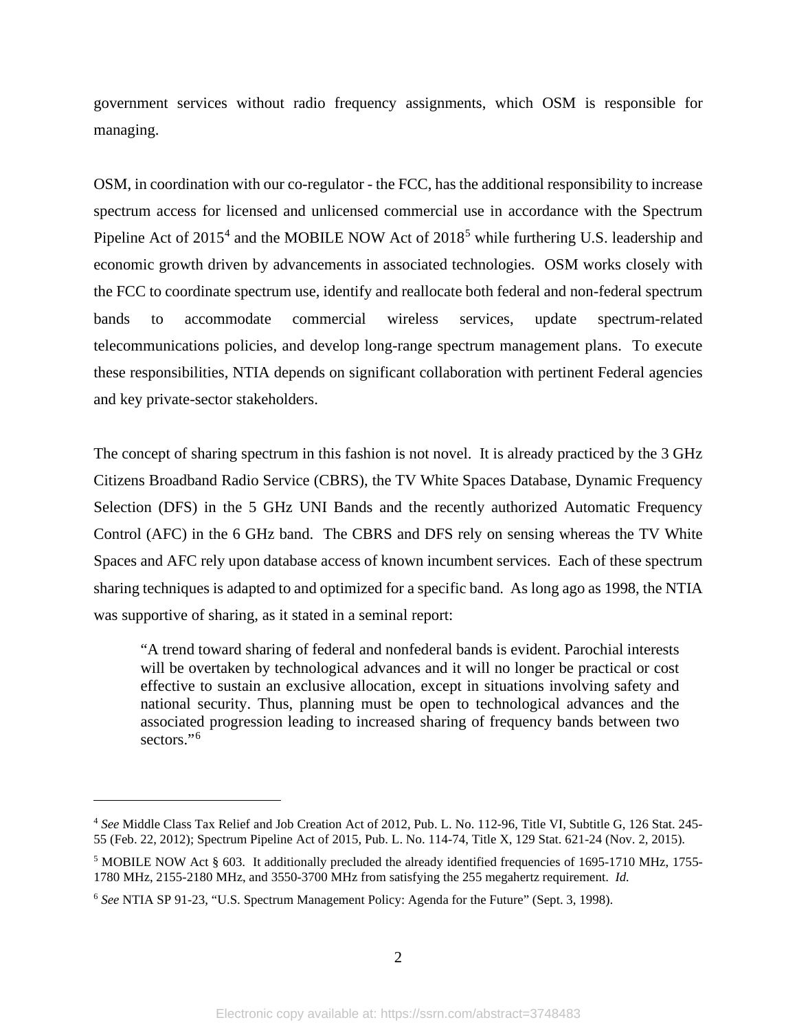government services without radio frequency assignments, which OSM is responsible for managing.

OSM, in coordination with our co-regulator - the FCC, has the additional responsibility to increase spectrum access for licensed and unlicensed commercial use in accordance with the Spectrum Pipeline Act of 2015[4] and the MOBILE NOW Act of 2018[5] while furthering U.S. leadership and economic growth driven by advancements in associated technologies. OSM works closely with the FCC to coordinate spectrum use, identify and reallocate both federal and non-federal spectrum bands to accommodate commercial wireless services, update spectrum-related telecommunications policies, and develop long-range spectrum management plans. To execute these responsibilities, NTIA depends on significant collaboration with pertinent Federal agencies and key private-sector stakeholders.

The concept of sharing spectrum in this fashion is not novel. It is already practiced by the 3 GHz Citizens Broadband Radio Service (CBRS), the TV White Spaces Database, Dynamic Frequency Selection (DFS) in the 5 GHz UNI Bands and the recently authorized Automatic Frequency Control (AFC) in the 6 GHz band. The CBRS and DFS rely on sensing whereas the TV White Spaces and AFC rely upon database access of known incumbent services. Each of these spectrum sharing techniques is adapted to and optimized for a specific band. As long ago as 1998, the NTIA was supportive of sharing, as it stated in a seminal report:

> "A trend toward sharing of federal and nonfederal bands is evident. Parochial interests will be overtaken by technological advances and it will no longer be practical or cost effective to sustain an exclusive allocation, except in situations involving safety and national security. Thus, planning must be open to technological advances and the associated progression leading to increased sharing of frequency bands between two sectors."[6]

---

[4] *See* Middle Class Tax Relief and Job Creation Act of 2012, Pub. L. No. 112-96, Title VI, Subtitle G, 126 Stat. 245-55 (Feb. 22, 2012); Spectrum Pipeline Act of 2015, Pub. L. No. 114-74, Title X, 129 Stat. 621-24 (Nov. 2, 2015).

[5] MOBILE NOW Act § 603. It additionally precluded the already identified frequencies of 1695-1710 MHz, 1755-1780 MHz, 2155-2180 MHz, and 3550-3700 MHz from satisfying the 255 megahertz requirement. *Id.*

[6] *See* NTIA SP 91-23, "U.S. Spectrum Management Policy: Agenda for the Future" (Sept. 3, 1998).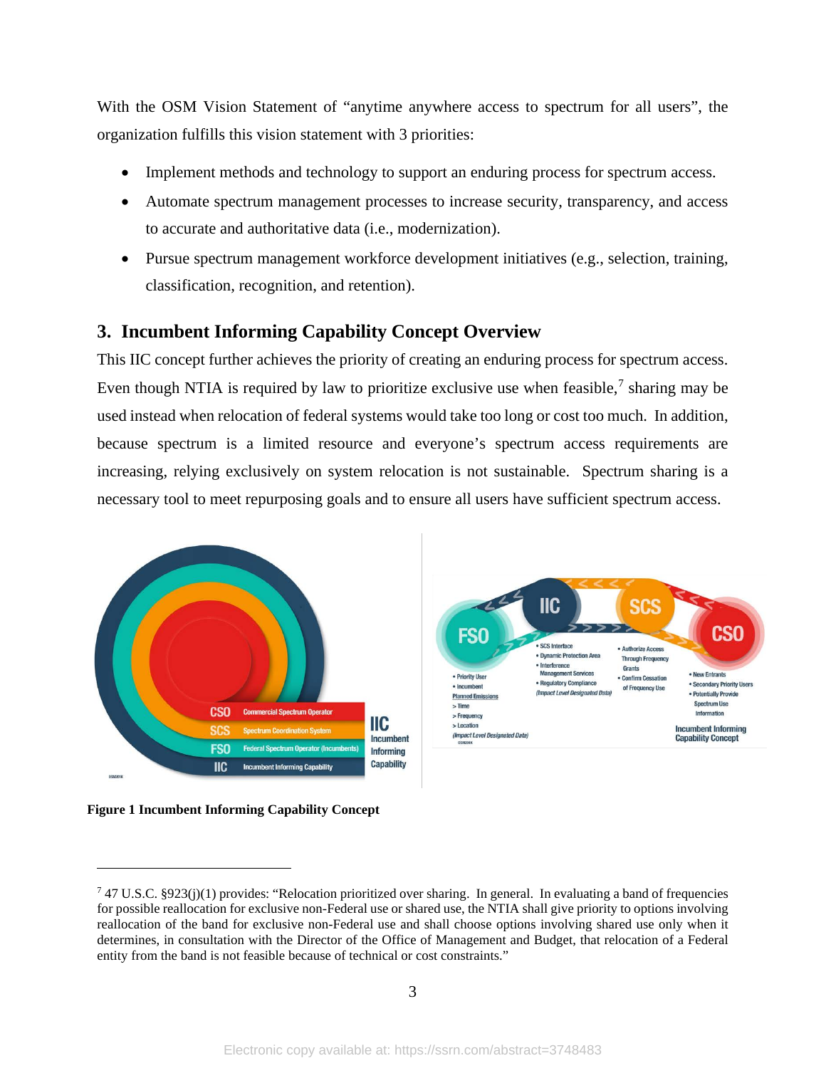With the OSM Vision Statement of "anytime anywhere access to spectrum for all users", the organization fulfills this vision statement with 3 priorities:

- Implement methods and technology to support an enduring process for spectrum access.
- Automate spectrum management processes to increase security, transparency, and access to accurate and authoritative data (i.e., modernization).
- Pursue spectrum management workforce development initiatives (e.g., selection, training, classification, recognition, and retention).

## 3. Incumbent Informing Capability Concept Overview

This IIC concept further achieves the priority of creating an enduring process for spectrum access. Even though NTIA is required by law to prioritize exclusive use when feasible,[7] sharing may be used instead when relocation of federal systems would take too long or cost too much. In addition, because spectrum is a limited resource and everyone's spectrum access requirements are increasing, relying exclusively on system relocation is not sustainable. Spectrum sharing is a necessary tool to meet repurposing goals and to ensure all users have sufficient spectrum access.

**Figure 1 Incumbent Informing Capability Concept**

---

[7] 47 U.S.C. §923(j)(1) provides: "Relocation prioritized over sharing. In general. In evaluating a band of frequencies for possible reallocation for exclusive non-Federal use or shared use, the NTIA shall give priority to options involving reallocation of the band for exclusive non-Federal use and shall choose options involving shared use only when it determines, in consultation with the Director of the Office of Management and Budget, that relocation of a Federal entity from the band is not feasible because of technical or cost constraints."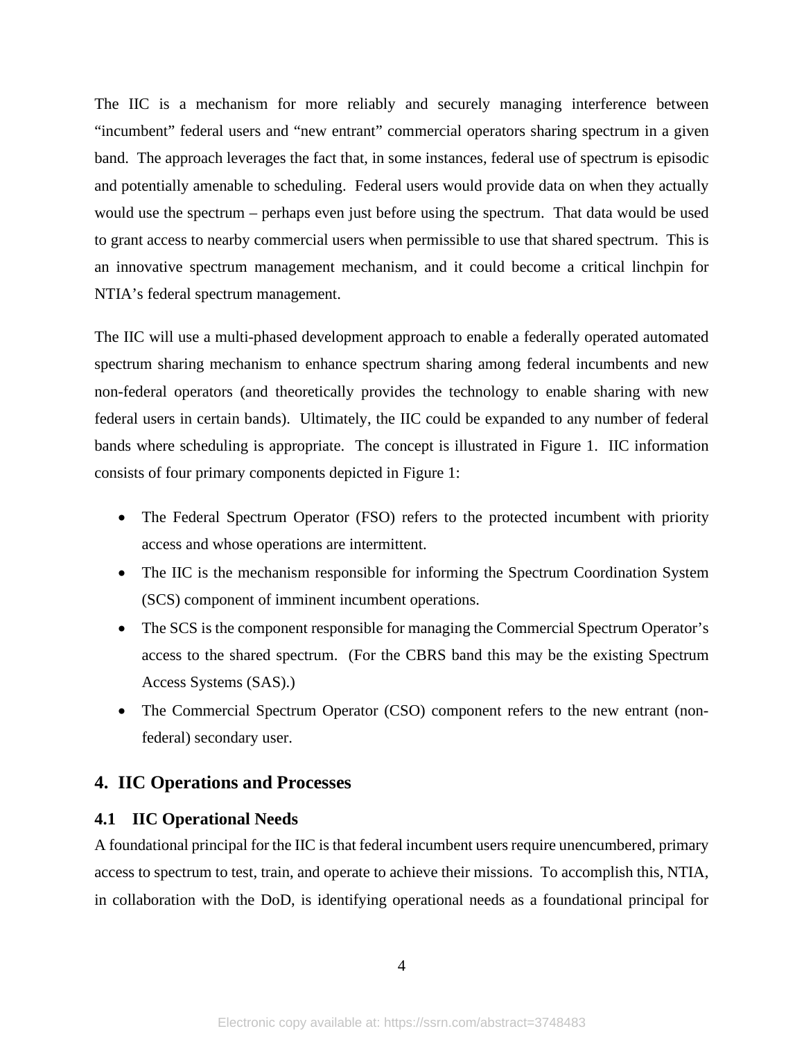The IIC is a mechanism for more reliably and securely managing interference between "incumbent" federal users and "new entrant" commercial operators sharing spectrum in a given band. The approach leverages the fact that, in some instances, federal use of spectrum is episodic and potentially amenable to scheduling. Federal users would provide data on when they actually would use the spectrum – perhaps even just before using the spectrum. That data would be used to grant access to nearby commercial users when permissible to use that shared spectrum. This is an innovative spectrum management mechanism, and it could become a critical linchpin for NTIA's federal spectrum management.

The IIC will use a multi-phased development approach to enable a federally operated automated spectrum sharing mechanism to enhance spectrum sharing among federal incumbents and new non-federal operators (and theoretically provides the technology to enable sharing with new federal users in certain bands). Ultimately, the IIC could be expanded to any number of federal bands where scheduling is appropriate. The concept is illustrated in Figure 1. IIC information consists of four primary components depicted in Figure 1:

- The Federal Spectrum Operator (FSO) refers to the protected incumbent with priority access and whose operations are intermittent.
- The IIC is the mechanism responsible for informing the Spectrum Coordination System (SCS) component of imminent incumbent operations.
- The SCS is the component responsible for managing the Commercial Spectrum Operator's access to the shared spectrum. (For the CBRS band this may be the existing Spectrum Access Systems (SAS).)
- The Commercial Spectrum Operator (CSO) component refers to the new entrant (non-federal) secondary user.

## 4. IIC Operations and Processes

### 4.1 IIC Operational Needs

A foundational principal for the IIC is that federal incumbent users require unencumbered, primary access to spectrum to test, train, and operate to achieve their missions. To accomplish this, NTIA, in collaboration with the DoD, is identifying operational needs as a foundational principal for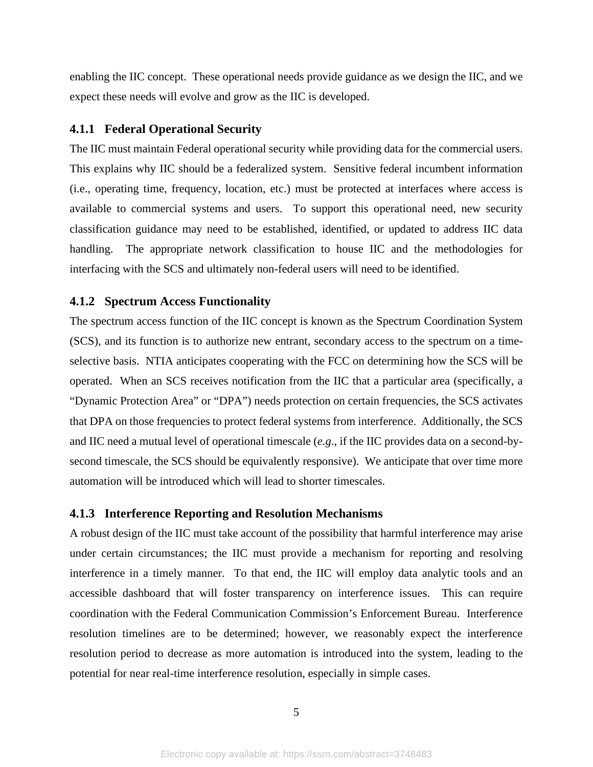enabling the IIC concept. These operational needs provide guidance as we design the IIC, and we expect these needs will evolve and grow as the IIC is developed.

### 4.1.1 Federal Operational Security

The IIC must maintain Federal operational security while providing data for the commercial users. This explains why IIC should be a federalized system. Sensitive federal incumbent information (i.e., operating time, frequency, location, etc.) must be protected at interfaces where access is available to commercial systems and users. To support this operational need, new security classification guidance may need to be established, identified, or updated to address IIC data handling. The appropriate network classification to house IIC and the methodologies for interfacing with the SCS and ultimately non-federal users will need to be identified.

### 4.1.2 Spectrum Access Functionality

The spectrum access function of the IIC concept is known as the Spectrum Coordination System (SCS), and its function is to authorize new entrant, secondary access to the spectrum on a time-selective basis. NTIA anticipates cooperating with the FCC on determining how the SCS will be operated. When an SCS receives notification from the IIC that a particular area (specifically, a "Dynamic Protection Area" or "DPA") needs protection on certain frequencies, the SCS activates that DPA on those frequencies to protect federal systems from interference. Additionally, the SCS and IIC need a mutual level of operational timescale (*e.g*., if the IIC provides data on a second-by-second timescale, the SCS should be equivalently responsive). We anticipate that over time more automation will be introduced which will lead to shorter timescales.

### 4.1.3 Interference Reporting and Resolution Mechanisms

A robust design of the IIC must take account of the possibility that harmful interference may arise under certain circumstances; the IIC must provide a mechanism for reporting and resolving interference in a timely manner. To that end, the IIC will employ data analytic tools and an accessible dashboard that will foster transparency on interference issues. This can require coordination with the Federal Communication Commission's Enforcement Bureau. Interference resolution timelines are to be determined; however, we reasonably expect the interference resolution period to decrease as more automation is introduced into the system, leading to the potential for near real-time interference resolution, especially in simple cases.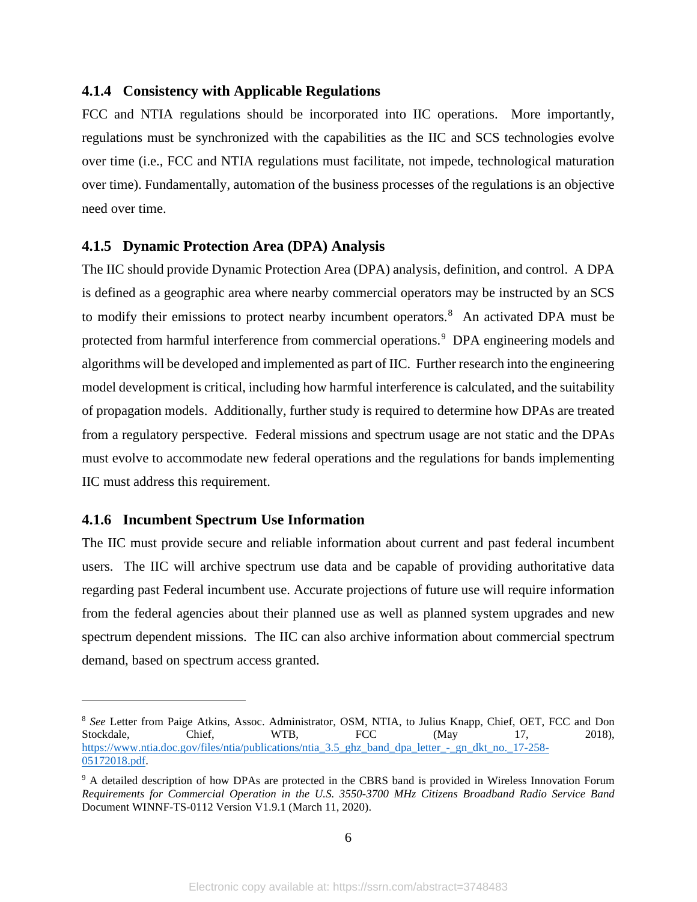### 4.1.4 Consistency with Applicable Regulations

FCC and NTIA regulations should be incorporated into IIC operations. More importantly, regulations must be synchronized with the capabilities as the IIC and SCS technologies evolve over time (i.e., FCC and NTIA regulations must facilitate, not impede, technological maturation over time). Fundamentally, automation of the business processes of the regulations is an objective need over time.

### 4.1.5 Dynamic Protection Area (DPA) Analysis

The IIC should provide Dynamic Protection Area (DPA) analysis, definition, and control. A DPA is defined as a geographic area where nearby commercial operators may be instructed by an SCS to modify their emissions to protect nearby incumbent operators.[8] An activated DPA must be protected from harmful interference from commercial operations.[9] DPA engineering models and algorithms will be developed and implemented as part of IIC. Further research into the engineering model development is critical, including how harmful interference is calculated, and the suitability of propagation models. Additionally, further study is required to determine how DPAs are treated from a regulatory perspective. Federal missions and spectrum usage are not static and the DPAs must evolve to accommodate new federal operations and the regulations for bands implementing IIC must address this requirement.

### 4.1.6 Incumbent Spectrum Use Information

The IIC must provide secure and reliable information about current and past federal incumbent users. The IIC will archive spectrum use data and be capable of providing authoritative data regarding past Federal incumbent use. Accurate projections of future use will require information from the federal agencies about their planned use as well as planned system upgrades and new spectrum dependent missions. The IIC can also archive information about commercial spectrum demand, based on spectrum access granted.

---

[8] *See* Letter from Paige Atkins, Assoc. Administrator, OSM, NTIA, to Julius Knapp, Chief, OET, FCC and Don Stockdale, Chief, WTB, FCC (May 17, 2018), https://www.ntia.doc.gov/files/ntia/publications/ntia_3.5_ghz_band_dpa_letter_-_gn_dkt_no._17-258-05172018.pdf.

[9] A detailed description of how DPAs are protected in the CBRS band is provided in Wireless Innovation Forum *Requirements for Commercial Operation in the U.S. 3550-3700 MHz Citizens Broadband Radio Service Band* Document WINNF-TS-0112 Version V1.9.1 (March 11, 2020).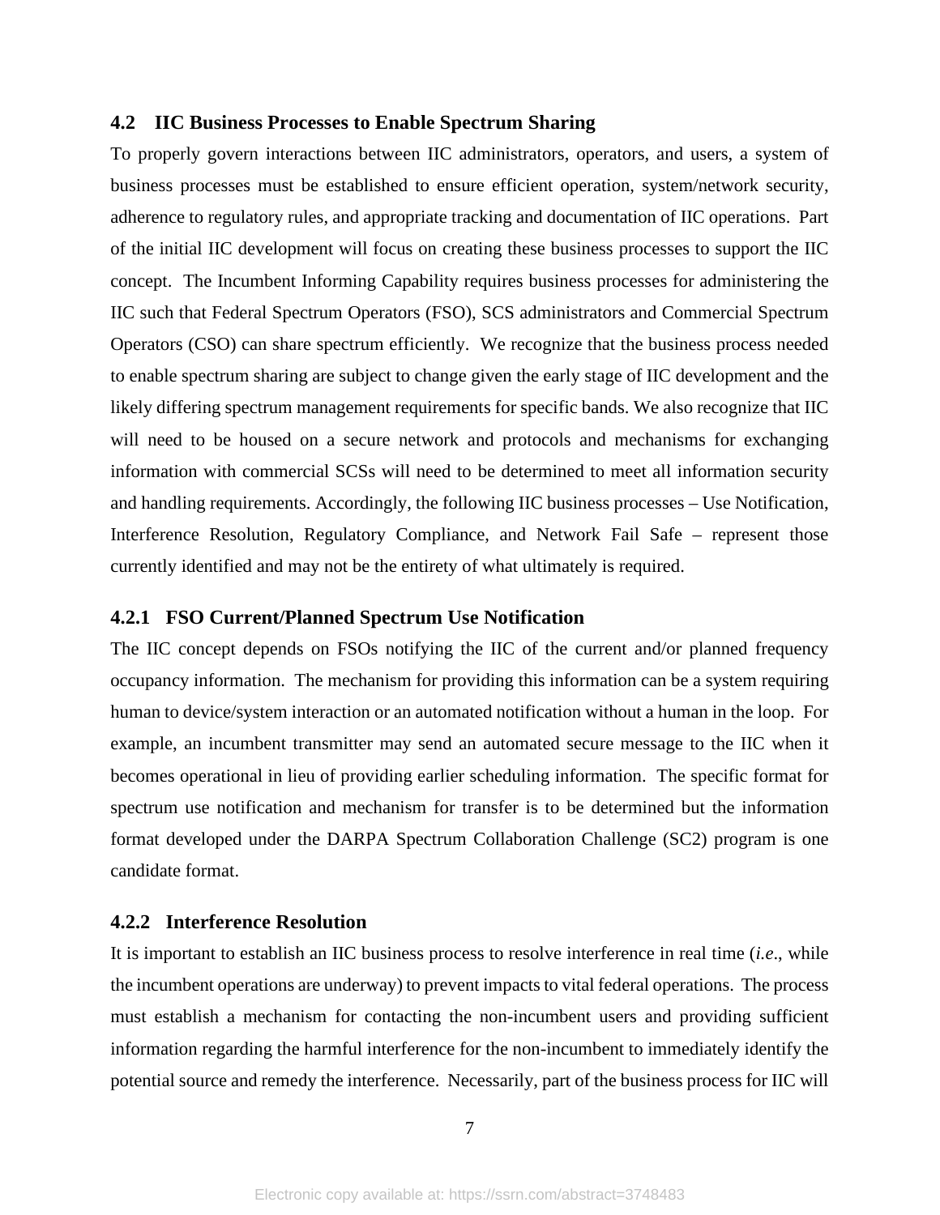### 4.2 IIC Business Processes to Enable Spectrum Sharing

To properly govern interactions between IIC administrators, operators, and users, a system of business processes must be established to ensure efficient operation, system/network security, adherence to regulatory rules, and appropriate tracking and documentation of IIC operations. Part of the initial IIC development will focus on creating these business processes to support the IIC concept. The Incumbent Informing Capability requires business processes for administering the IIC such that Federal Spectrum Operators (FSO), SCS administrators and Commercial Spectrum Operators (CSO) can share spectrum efficiently. We recognize that the business process needed to enable spectrum sharing are subject to change given the early stage of IIC development and the likely differing spectrum management requirements for specific bands. We also recognize that IIC will need to be housed on a secure network and protocols and mechanisms for exchanging information with commercial SCSs will need to be determined to meet all information security and handling requirements. Accordingly, the following IIC business processes – Use Notification, Interference Resolution, Regulatory Compliance, and Network Fail Safe – represent those currently identified and may not be the entirety of what ultimately is required.

#### 4.2.1 FSO Current/Planned Spectrum Use Notification

The IIC concept depends on FSOs notifying the IIC of the current and/or planned frequency occupancy information. The mechanism for providing this information can be a system requiring human to device/system interaction or an automated notification without a human in the loop. For example, an incumbent transmitter may send an automated secure message to the IIC when it becomes operational in lieu of providing earlier scheduling information. The specific format for spectrum use notification and mechanism for transfer is to be determined but the information format developed under the DARPA Spectrum Collaboration Challenge (SC2) program is one candidate format.

#### 4.2.2 Interference Resolution

It is important to establish an IIC business process to resolve interference in real time (*i.e.*, while the incumbent operations are underway) to prevent impacts to vital federal operations. The process must establish a mechanism for contacting the non-incumbent users and providing sufficient information regarding the harmful interference for the non-incumbent to immediately identify the potential source and remedy the interference. Necessarily, part of the business process for IIC will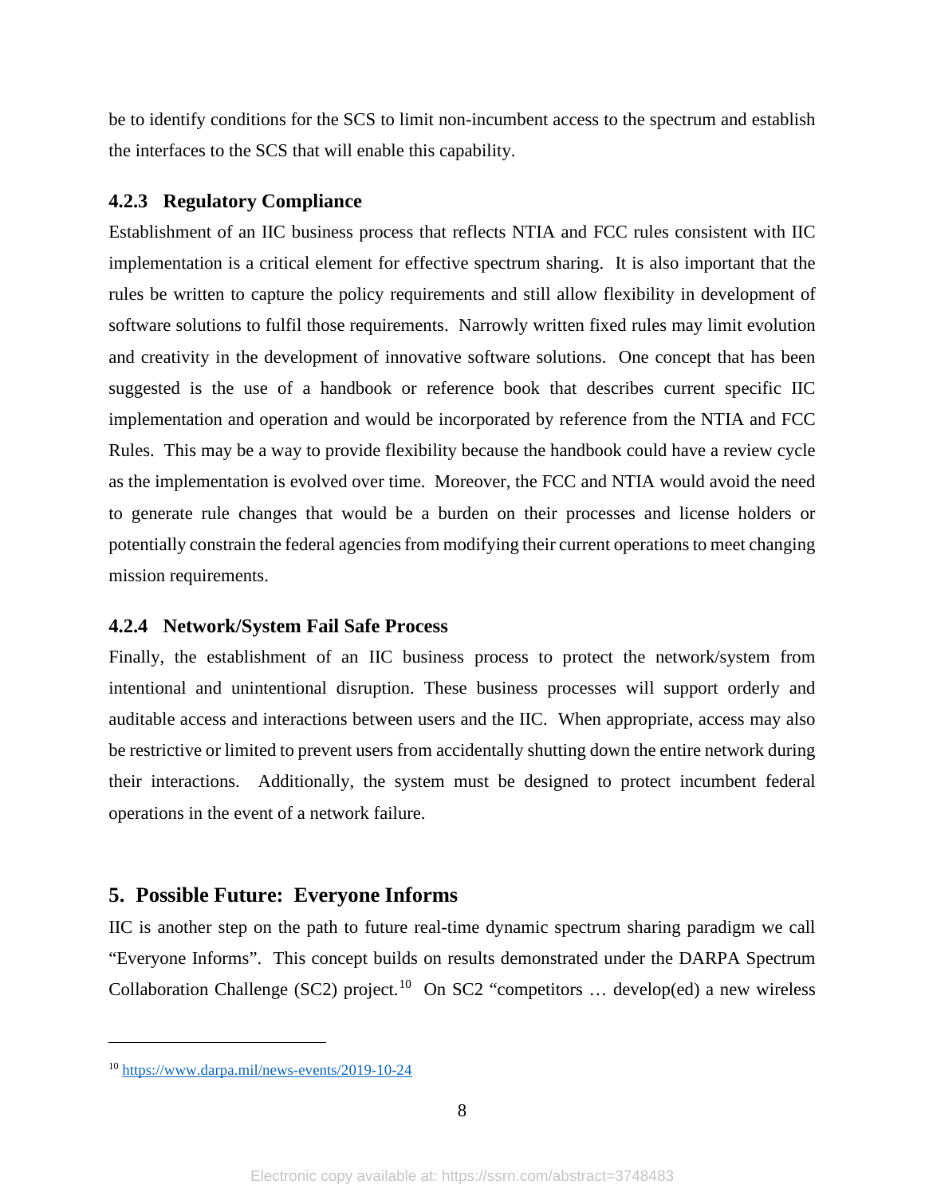be to identify conditions for the SCS to limit non-incumbent access to the spectrum and establish the interfaces to the SCS that will enable this capability.

### 4.2.3 Regulatory Compliance

Establishment of an IIC business process that reflects NTIA and FCC rules consistent with IIC implementation is a critical element for effective spectrum sharing. It is also important that the rules be written to capture the policy requirements and still allow flexibility in development of software solutions to fulfil those requirements. Narrowly written fixed rules may limit evolution and creativity in the development of innovative software solutions. One concept that has been suggested is the use of a handbook or reference book that describes current specific IIC implementation and operation and would be incorporated by reference from the NTIA and FCC Rules. This may be a way to provide flexibility because the handbook could have a review cycle as the implementation is evolved over time. Moreover, the FCC and NTIA would avoid the need to generate rule changes that would be a burden on their processes and license holders or potentially constrain the federal agencies from modifying their current operations to meet changing mission requirements.

### 4.2.4 Network/System Fail Safe Process

Finally, the establishment of an IIC business process to protect the network/system from intentional and unintentional disruption. These business processes will support orderly and auditable access and interactions between users and the IIC. When appropriate, access may also be restrictive or limited to prevent users from accidentally shutting down the entire network during their interactions. Additionally, the system must be designed to protect incumbent federal operations in the event of a network failure.

## 5. Possible Future: Everyone Informs

IIC is another step on the path to future real-time dynamic spectrum sharing paradigm we call "Everyone Informs". This concept builds on results demonstrated under the DARPA Spectrum Collaboration Challenge (SC2) project.[10] On SC2 "competitors … develop(ed) a new wireless

[10] https://www.darpa.mil/news-events/2019-10-24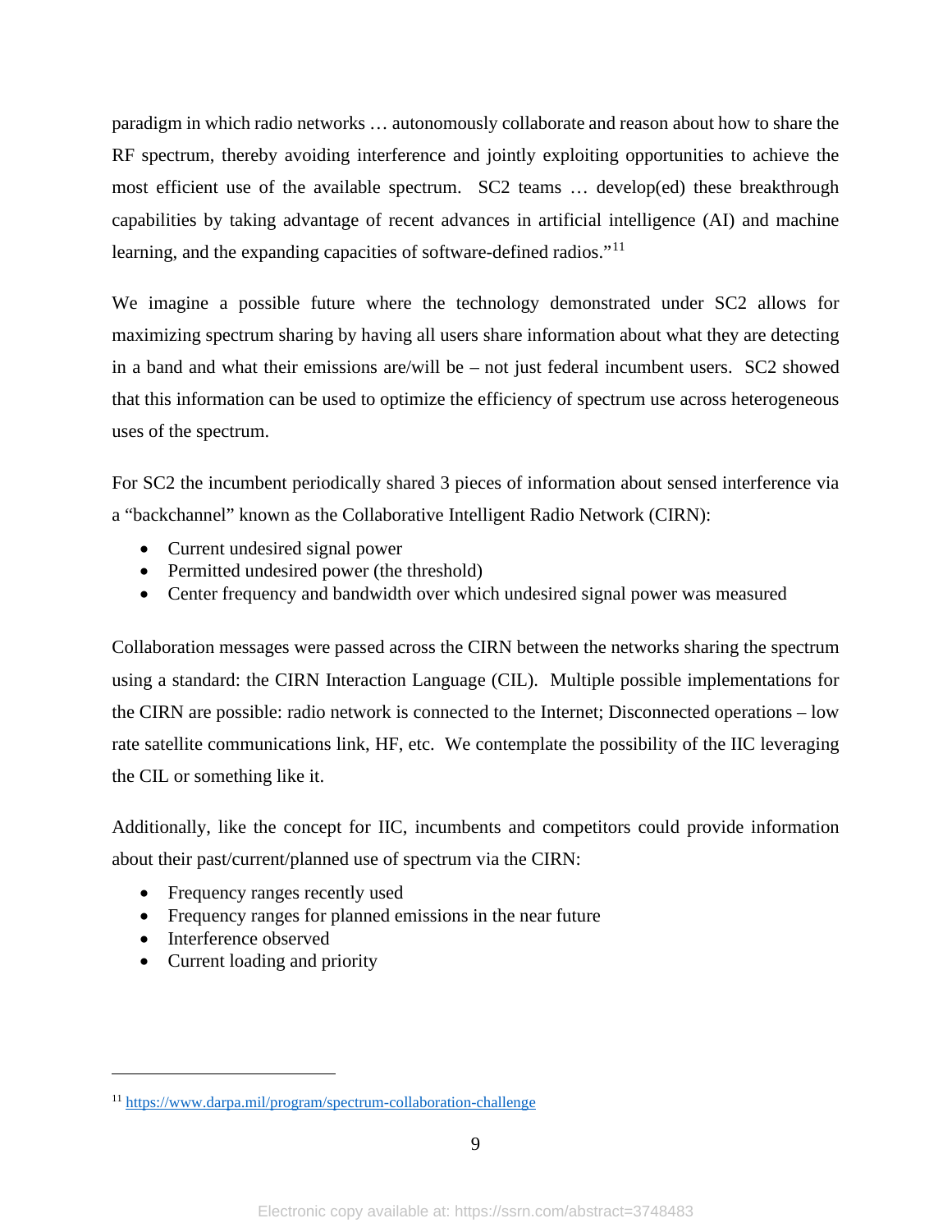paradigm in which radio networks … autonomously collaborate and reason about how to share the RF spectrum, thereby avoiding interference and jointly exploiting opportunities to achieve the most efficient use of the available spectrum. SC2 teams … develop(ed) these breakthrough capabilities by taking advantage of recent advances in artificial intelligence (AI) and machine learning, and the expanding capacities of software-defined radios."[11]

We imagine a possible future where the technology demonstrated under SC2 allows for maximizing spectrum sharing by having all users share information about what they are detecting in a band and what their emissions are/will be – not just federal incumbent users. SC2 showed that this information can be used to optimize the efficiency of spectrum use across heterogeneous uses of the spectrum.

For SC2 the incumbent periodically shared 3 pieces of information about sensed interference via a "backchannel" known as the Collaborative Intelligent Radio Network (CIRN):

- Current undesired signal power
- Permitted undesired power (the threshold)
- Center frequency and bandwidth over which undesired signal power was measured

Collaboration messages were passed across the CIRN between the networks sharing the spectrum using a standard: the CIRN Interaction Language (CIL). Multiple possible implementations for the CIRN are possible: radio network is connected to the Internet; Disconnected operations – low rate satellite communications link, HF, etc. We contemplate the possibility of the IIC leveraging the CIL or something like it.

Additionally, like the concept for IIC, incumbents and competitors could provide information about their past/current/planned use of spectrum via the CIRN:

- Frequency ranges recently used
- Frequency ranges for planned emissions in the near future
- Interference observed
- Current loading and priority

[11] https://www.darpa.mil/program/spectrum-collaboration-challenge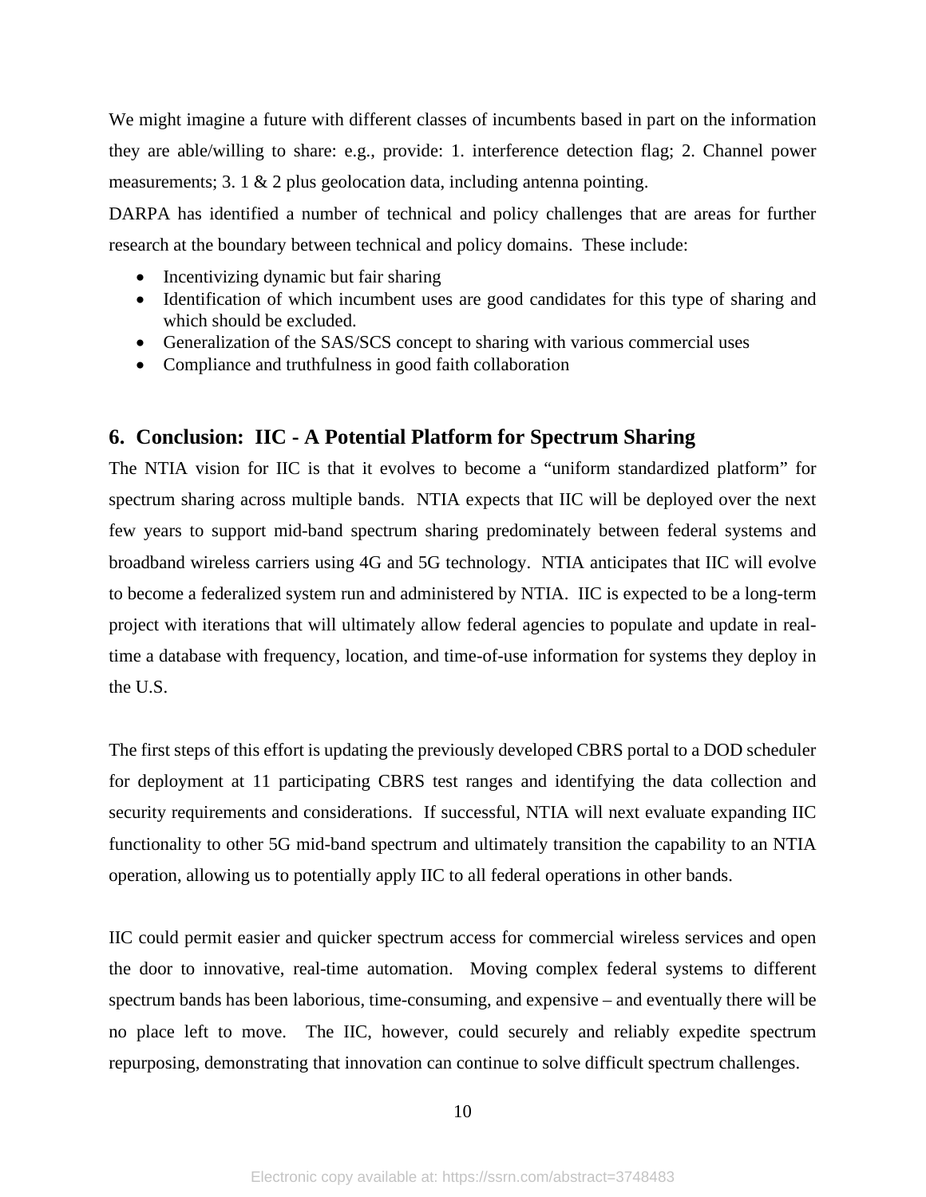We might imagine a future with different classes of incumbents based in part on the information they are able/willing to share: e.g., provide: 1. interference detection flag; 2. Channel power measurements; 3. 1 & 2 plus geolocation data, including antenna pointing.

DARPA has identified a number of technical and policy challenges that are areas for further research at the boundary between technical and policy domains. These include:

- Incentivizing dynamic but fair sharing
- Identification of which incumbent uses are good candidates for this type of sharing and which should be excluded.
- Generalization of the SAS/SCS concept to sharing with various commercial uses
- Compliance and truthfulness in good faith collaboration

## 6. Conclusion: IIC - A Potential Platform for Spectrum Sharing

The NTIA vision for IIC is that it evolves to become a "uniform standardized platform" for spectrum sharing across multiple bands. NTIA expects that IIC will be deployed over the next few years to support mid-band spectrum sharing predominately between federal systems and broadband wireless carriers using 4G and 5G technology. NTIA anticipates that IIC will evolve to become a federalized system run and administered by NTIA. IIC is expected to be a long-term project with iterations that will ultimately allow federal agencies to populate and update in real-time a database with frequency, location, and time-of-use information for systems they deploy in the U.S.

The first steps of this effort is updating the previously developed CBRS portal to a DOD scheduler for deployment at 11 participating CBRS test ranges and identifying the data collection and security requirements and considerations. If successful, NTIA will next evaluate expanding IIC functionality to other 5G mid-band spectrum and ultimately transition the capability to an NTIA operation, allowing us to potentially apply IIC to all federal operations in other bands.

IIC could permit easier and quicker spectrum access for commercial wireless services and open the door to innovative, real-time automation. Moving complex federal systems to different spectrum bands has been laborious, time-consuming, and expensive – and eventually there will be no place left to move. The IIC, however, could securely and reliably expedite spectrum repurposing, demonstrating that innovation can continue to solve difficult spectrum challenges.